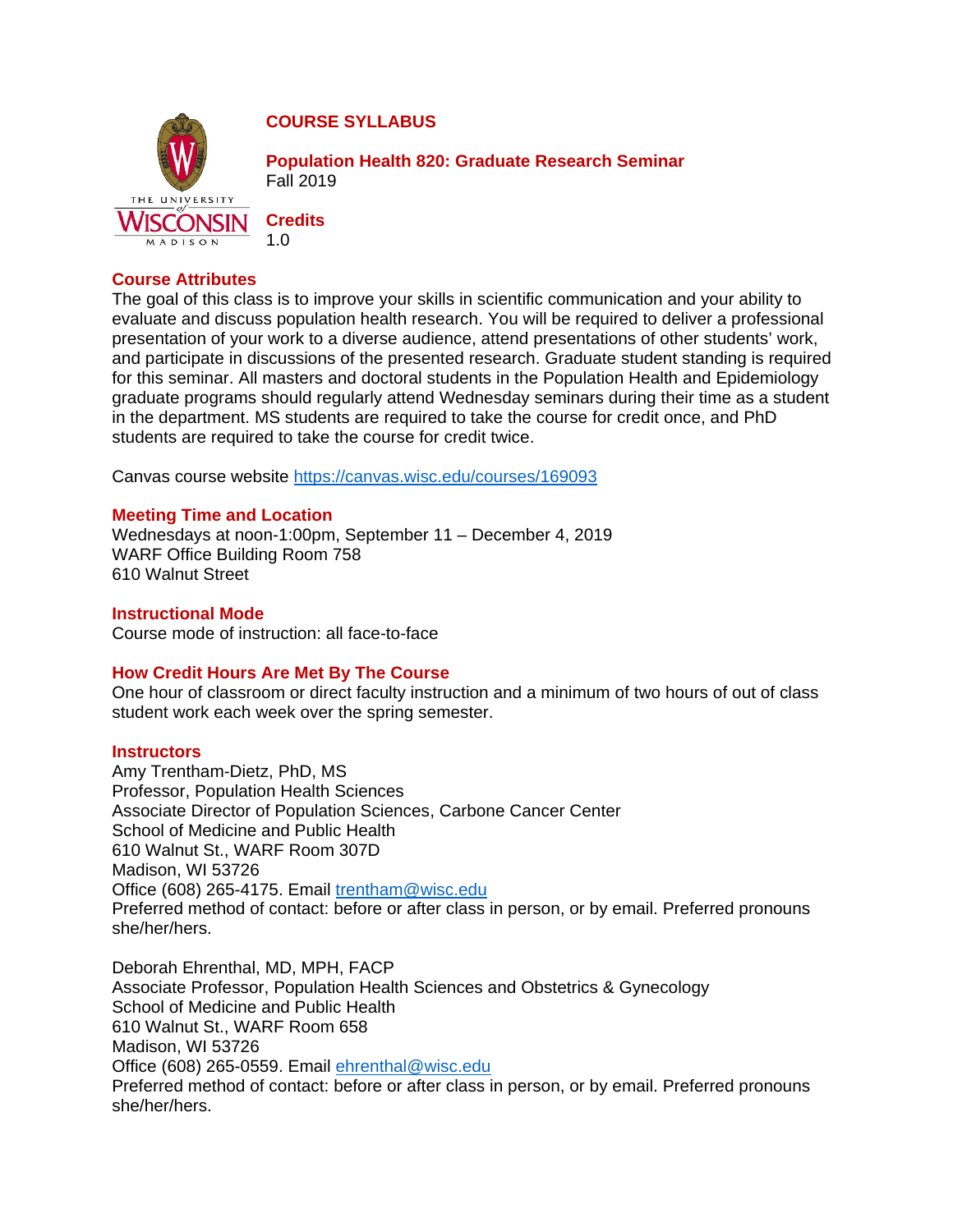# COURSE SYLLABUS

## Population Health 820: Graduate Research Seminar

Fall 2019

**Credits**

1.0

## Course Attributes

The goal of this class is to improve your skills in scientific communication and your ability to evaluate and discuss population health research. You will be required to deliver a professional presentation of your work to a diverse audience, attend presentations of other students' work, and participate in discussions of the presented research. Graduate student standing is required for this seminar. All masters and doctoral students in the Population Health and Epidemiology graduate programs should regularly attend Wednesday seminars during their time as a student in the department. MS students are required to take the course for credit once, and PhD students are required to take the course for credit twice.

Canvas course website https://canvas.wisc.edu/courses/169093

## Meeting Time and Location

Wednesdays at noon-1:00pm, September 11 – December 4, 2019
WARF Office Building Room 758
610 Walnut Street

## Instructional Mode

Course mode of instruction: all face-to-face

## How Credit Hours Are Met By The Course

One hour of classroom or direct faculty instruction and a minimum of two hours of out of class student work each week over the spring semester.

## Instructors

Amy Trentham-Dietz, PhD, MS
Professor, Population Health Sciences
Associate Director of Population Sciences, Carbone Cancer Center
School of Medicine and Public Health
610 Walnut St., WARF Room 307D
Madison, WI 53726
Office (608) 265-4175. Email trentham@wisc.edu
Preferred method of contact: before or after class in person, or by email. Preferred pronouns she/her/hers.

Deborah Ehrenthal, MD, MPH, FACP
Associate Professor, Population Health Sciences and Obstetrics & Gynecology
School of Medicine and Public Health
610 Walnut St., WARF Room 658
Madison, WI 53726
Office (608) 265-0559. Email ehrenthal@wisc.edu
Preferred method of contact: before or after class in person, or by email. Preferred pronouns she/her/hers.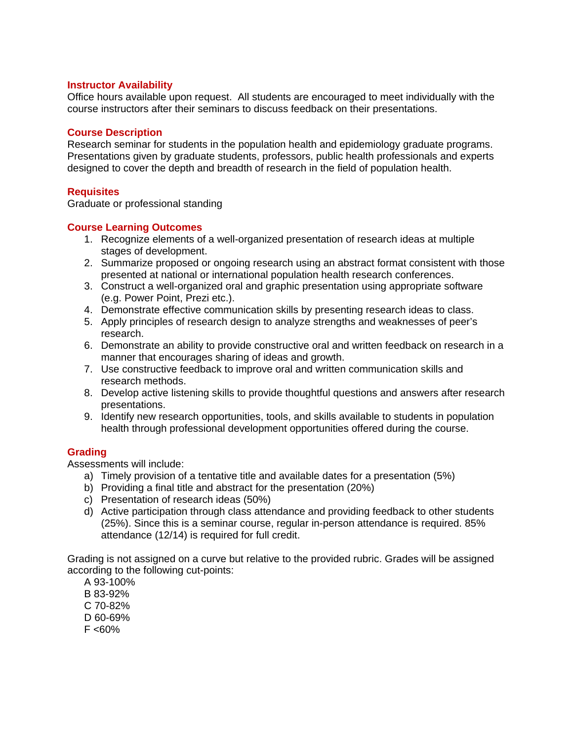## Instructor Availability

Office hours available upon request. All students are encouraged to meet individually with the course instructors after their seminars to discuss feedback on their presentations.

## Course Description

Research seminar for students in the population health and epidemiology graduate programs. Presentations given by graduate students, professors, public health professionals and experts designed to cover the depth and breadth of research in the field of population health.

## Requisites

Graduate or professional standing

## Course Learning Outcomes

1. Recognize elements of a well-organized presentation of research ideas at multiple stages of development.
2. Summarize proposed or ongoing research using an abstract format consistent with those presented at national or international population health research conferences.
3. Construct a well-organized oral and graphic presentation using appropriate software (e.g. Power Point, Prezi etc.).
4. Demonstrate effective communication skills by presenting research ideas to class.
5. Apply principles of research design to analyze strengths and weaknesses of peer's research.
6. Demonstrate an ability to provide constructive oral and written feedback on research in a manner that encourages sharing of ideas and growth.
7. Use constructive feedback to improve oral and written communication skills and research methods.
8. Develop active listening skills to provide thoughtful questions and answers after research presentations.
9. Identify new research opportunities, tools, and skills available to students in population health through professional development opportunities offered during the course.

## Grading

Assessments will include:

a) Timely provision of a tentative title and available dates for a presentation (5%)
b) Providing a final title and abstract for the presentation (20%)
c) Presentation of research ideas (50%)
d) Active participation through class attendance and providing feedback to other students (25%). Since this is a seminar course, regular in-person attendance is required. 85% attendance (12/14) is required for full credit.

Grading is not assigned on a curve but relative to the provided rubric. Grades will be assigned according to the following cut-points:

- A 93-100%
- B 83-92%
- C 70-82%
- D 60-69%
- F <60%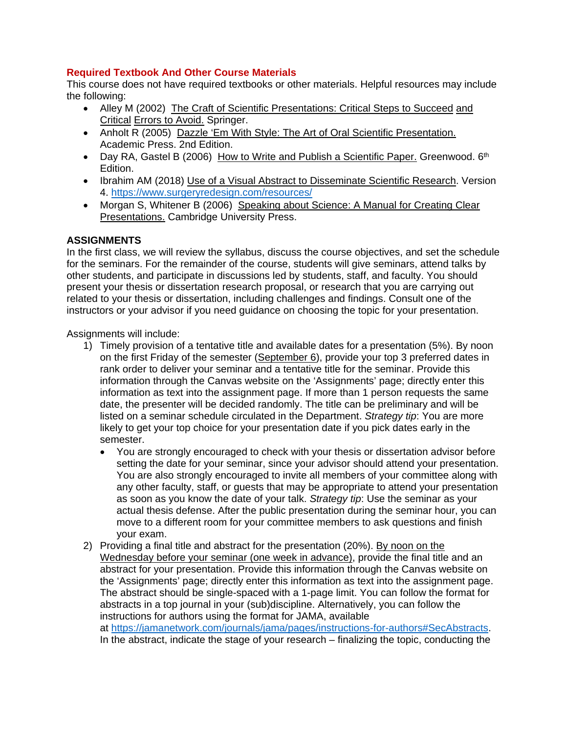## Required Textbook And Other Course Materials

This course does not have required textbooks or other materials. Helpful resources may include the following:

- Alley M (2002) The Craft of Scientific Presentations: Critical Steps to Succeed and Critical Errors to Avoid. Springer.
- Anholt R (2005) Dazzle 'Em With Style: The Art of Oral Scientific Presentation. Academic Press. 2nd Edition.
- Day RA, Gastel B (2006) How to Write and Publish a Scientific Paper. Greenwood. 6th Edition.
- Ibrahim AM (2018) Use of a Visual Abstract to Disseminate Scientific Research. Version 4. https://www.surgeryredesign.com/resources/
- Morgan S, Whitener B (2006) Speaking about Science: A Manual for Creating Clear Presentations. Cambridge University Press.

## ASSIGNMENTS

In the first class, we will review the syllabus, discuss the course objectives, and set the schedule for the seminars. For the remainder of the course, students will give seminars, attend talks by other students, and participate in discussions led by students, staff, and faculty. You should present your thesis or dissertation research proposal, or research that you are carrying out related to your thesis or dissertation, including challenges and findings. Consult one of the instructors or your advisor if you need guidance on choosing the topic for your presentation.

Assignments will include:

1) Timely provision of a tentative title and available dates for a presentation (5%). By noon on the first Friday of the semester (September 6), provide your top 3 preferred dates in rank order to deliver your seminar and a tentative title for the seminar. Provide this information through the Canvas website on the 'Assignments' page; directly enter this information as text into the assignment page. If more than 1 person requests the same date, the presenter will be decided randomly. The title can be preliminary and will be listed on a seminar schedule circulated in the Department. *Strategy tip*: You are more likely to get your top choice for your presentation date if you pick dates early in the semester.
   - You are strongly encouraged to check with your thesis or dissertation advisor before setting the date for your seminar, since your advisor should attend your presentation. You are also strongly encouraged to invite all members of your committee along with any other faculty, staff, or guests that may be appropriate to attend your presentation as soon as you know the date of your talk. *Strategy tip*: Use the seminar as your actual thesis defense. After the public presentation during the seminar hour, you can move to a different room for your committee members to ask questions and finish your exam.
2) Providing a final title and abstract for the presentation (20%). By noon on the Wednesday before your seminar (one week in advance), provide the final title and an abstract for your presentation. Provide this information through the Canvas website on the 'Assignments' page; directly enter this information as text into the assignment page. The abstract should be single-spaced with a 1-page limit. You can follow the format for abstracts in a top journal in your (sub)discipline. Alternatively, you can follow the instructions for authors using the format for JAMA, available at https://jamanetwork.com/journals/jama/pages/instructions-for-authors#SecAbstracts. In the abstract, indicate the stage of your research – finalizing the topic, conducting the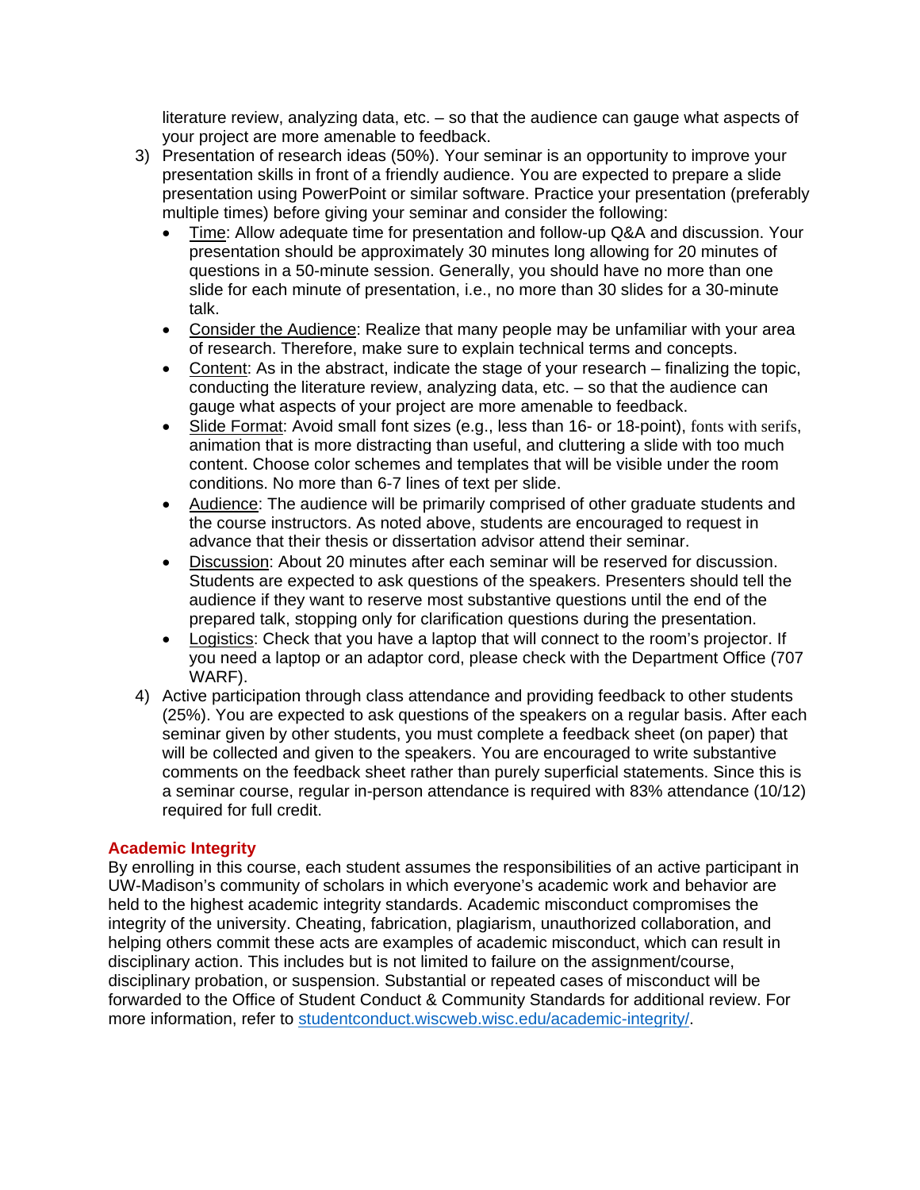literature review, analyzing data, etc. – so that the audience can gauge what aspects of your project are more amenable to feedback.

3) Presentation of research ideas (50%). Your seminar is an opportunity to improve your presentation skills in front of a friendly audience. You are expected to prepare a slide presentation using PowerPoint or similar software. Practice your presentation (preferably multiple times) before giving your seminar and consider the following:
   - Time: Allow adequate time for presentation and follow-up Q&A and discussion. Your presentation should be approximately 30 minutes long allowing for 20 minutes of questions in a 50-minute session. Generally, you should have no more than one slide for each minute of presentation, i.e., no more than 30 slides for a 30-minute talk.
   - Consider the Audience: Realize that many people may be unfamiliar with your area of research. Therefore, make sure to explain technical terms and concepts.
   - Content: As in the abstract, indicate the stage of your research – finalizing the topic, conducting the literature review, analyzing data, etc. – so that the audience can gauge what aspects of your project are more amenable to feedback.
   - Slide Format: Avoid small font sizes (e.g., less than 16- or 18-point), fonts with serifs, animation that is more distracting than useful, and cluttering a slide with too much content. Choose color schemes and templates that will be visible under the room conditions. No more than 6-7 lines of text per slide.
   - Audience: The audience will be primarily comprised of other graduate students and the course instructors. As noted above, students are encouraged to request in advance that their thesis or dissertation advisor attend their seminar.
   - Discussion: About 20 minutes after each seminar will be reserved for discussion. Students are expected to ask questions of the speakers. Presenters should tell the audience if they want to reserve most substantive questions until the end of the prepared talk, stopping only for clarification questions during the presentation.
   - Logistics: Check that you have a laptop that will connect to the room's projector. If you need a laptop or an adaptor cord, please check with the Department Office (707 WARF).

4) Active participation through class attendance and providing feedback to other students (25%). You are expected to ask questions of the speakers on a regular basis. After each seminar given by other students, you must complete a feedback sheet (on paper) that will be collected and given to the speakers. You are encouraged to write substantive comments on the feedback sheet rather than purely superficial statements. Since this is a seminar course, regular in-person attendance is required with 83% attendance (10/12) required for full credit.

## Academic Integrity

By enrolling in this course, each student assumes the responsibilities of an active participant in UW-Madison's community of scholars in which everyone's academic work and behavior are held to the highest academic integrity standards. Academic misconduct compromises the integrity of the university. Cheating, fabrication, plagiarism, unauthorized collaboration, and helping others commit these acts are examples of academic misconduct, which can result in disciplinary action. This includes but is not limited to failure on the assignment/course, disciplinary probation, or suspension. Substantial or repeated cases of misconduct will be forwarded to the Office of Student Conduct & Community Standards for additional review. For more information, refer to [studentconduct.wiscweb.wisc.edu/academic-integrity/](https://studentconduct.wiscweb.wisc.edu/academic-integrity/).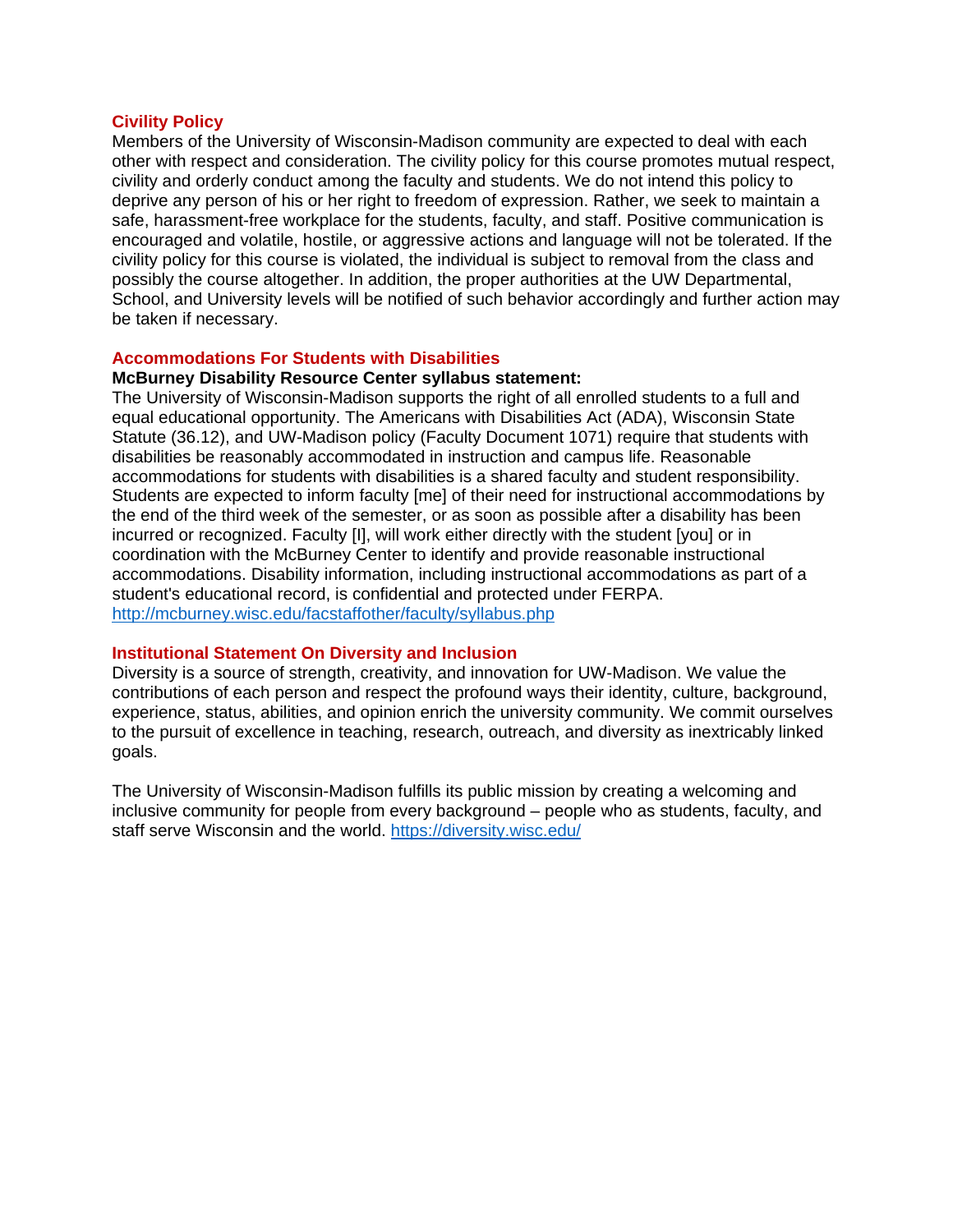### Civility Policy

Members of the University of Wisconsin-Madison community are expected to deal with each other with respect and consideration. The civility policy for this course promotes mutual respect, civility and orderly conduct among the faculty and students. We do not intend this policy to deprive any person of his or her right to freedom of expression. Rather, we seek to maintain a safe, harassment-free workplace for the students, faculty, and staff. Positive communication is encouraged and volatile, hostile, or aggressive actions and language will not be tolerated. If the civility policy for this course is violated, the individual is subject to removal from the class and possibly the course altogether. In addition, the proper authorities at the UW Departmental, School, and University levels will be notified of such behavior accordingly and further action may be taken if necessary.

### Accommodations For Students with Disabilities

**McBurney Disability Resource Center syllabus statement:**

The University of Wisconsin-Madison supports the right of all enrolled students to a full and equal educational opportunity. The Americans with Disabilities Act (ADA), Wisconsin State Statute (36.12), and UW-Madison policy (Faculty Document 1071) require that students with disabilities be reasonably accommodated in instruction and campus life. Reasonable accommodations for students with disabilities is a shared faculty and student responsibility. Students are expected to inform faculty [me] of their need for instructional accommodations by the end of the third week of the semester, or as soon as possible after a disability has been incurred or recognized. Faculty [I], will work either directly with the student [you] or in coordination with the McBurney Center to identify and provide reasonable instructional accommodations. Disability information, including instructional accommodations as part of a student's educational record, is confidential and protected under FERPA.
http://mcburney.wisc.edu/facstaffother/faculty/syllabus.php

### Institutional Statement On Diversity and Inclusion

Diversity is a source of strength, creativity, and innovation for UW-Madison. We value the contributions of each person and respect the profound ways their identity, culture, background, experience, status, abilities, and opinion enrich the university community. We commit ourselves to the pursuit of excellence in teaching, research, outreach, and diversity as inextricably linked goals.

The University of Wisconsin-Madison fulfills its public mission by creating a welcoming and inclusive community for people from every background – people who as students, faculty, and staff serve Wisconsin and the world. https://diversity.wisc.edu/